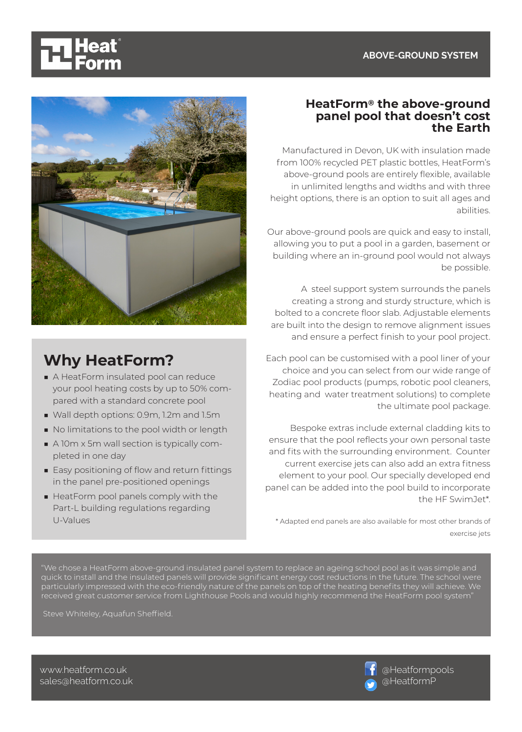HeatForm

ABOVE-GROUND SYSTEM

# HeatForm® the above-ground panel pool that doesn't cost the Earth

Manufactured in Devon, UK with insulation made from 100% recycled PET plastic bottles, HeatForm's above-ground pools are entirely flexible, available in unlimited lengths and widths and with three height options, there is an option to suit all ages and abilities.

Our above-ground pools are quick and easy to install, allowing you to put a pool in a garden, basement or building where an in-ground pool would not always be possible.

A steel support system surrounds the panels creating a strong and sturdy structure, which is bolted to a concrete floor slab. Adjustable elements are built into the design to remove alignment issues and ensure a perfect finish to your pool project.

Each pool can be customised with a pool liner of your choice and you can select from our wide range of Zodiac pool products (pumps, robotic pool cleaners, heating and water treatment solutions) to complete the ultimate pool package.

Bespoke extras include external cladding kits to ensure that the pool reflects your own personal taste and fits with the surrounding environment. Counter current exercise jets can also add an extra fitness element to your pool. Our specially developed end panel can be added into the pool build to incorporate the HF SwimJet*.

* Adapted end panels are also available for most other brands of exercise jets

## Why HeatForm?

- A HeatForm insulated pool can reduce your pool heating costs by up to 50% compared with a standard concrete pool
- Wall depth options: 0.9m, 1.2m and 1.5m
- No limitations to the pool width or length
- A 10m x 5m wall section is typically completed in one day
- Easy positioning of flow and return fittings in the panel pre-positioned openings
- HeatForm pool panels comply with the Part-L building regulations regarding U-Values

"We chose a HeatForm above-ground insulated panel system to replace an ageing school pool as it was simple and quick to install and the insulated panels will provide significant energy cost reductions in the future. The school were particularly impressed with the eco-friendly nature of the panels on top of the heating benefits they will achieve. We received great customer service from Lighthouse Pools and would highly recommend the HeatForm pool system"

Steve Whiteley, Aquafun Sheffield.

www.heatform.co.uk
sales@heatform.co.uk

@Heatformpools
@HeatformP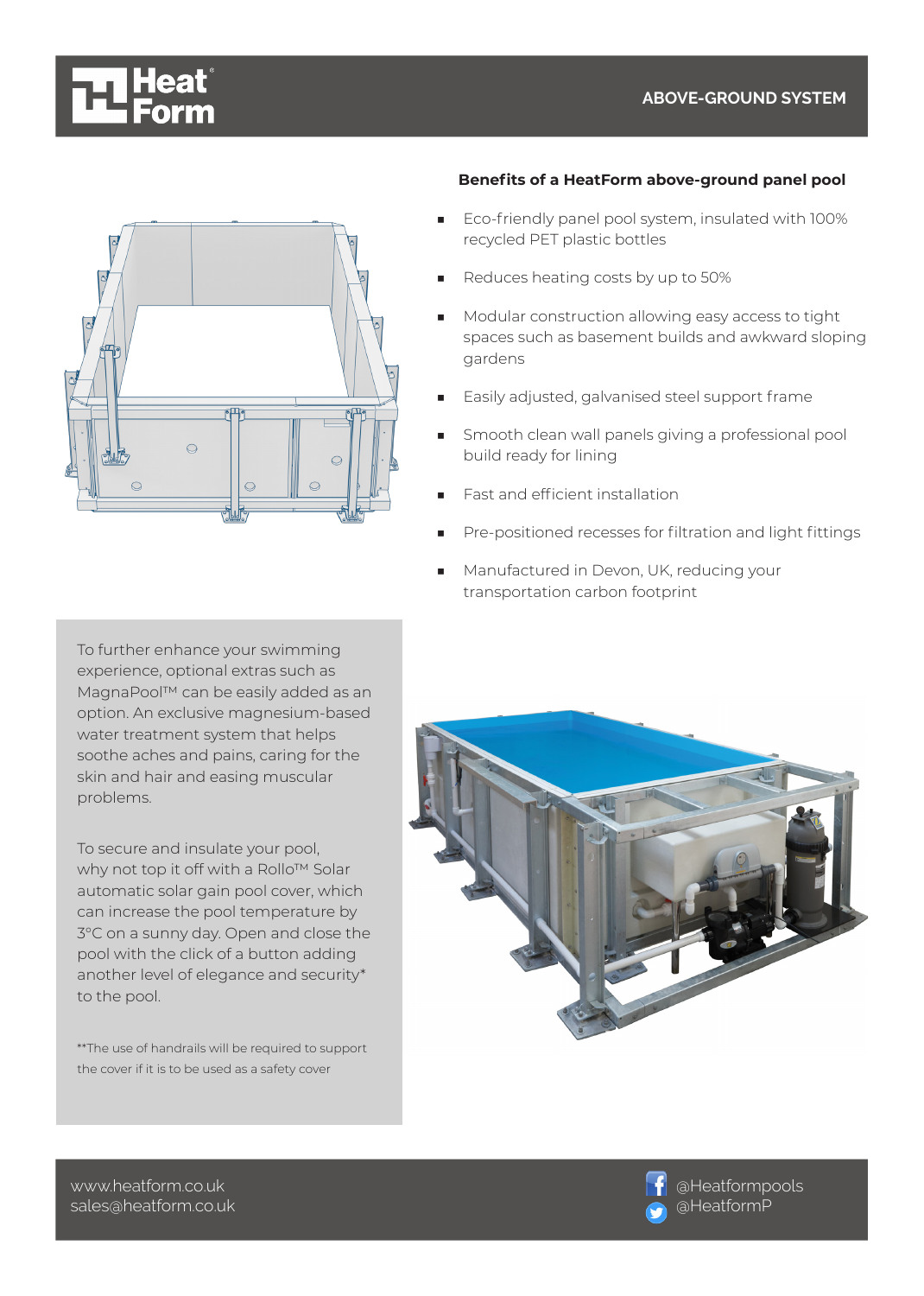## ABOVE-GROUND SYSTEM

### Benefits of a HeatForm above-ground panel pool

- Eco-friendly panel pool system, insulated with 100% recycled PET plastic bottles
- Reduces heating costs by up to 50%
- Modular construction allowing easy access to tight spaces such as basement builds and awkward sloping gardens
- Easily adjusted, galvanised steel support frame
- Smooth clean wall panels giving a professional pool build ready for lining
- Fast and efficient installation
- Pre-positioned recesses for filtration and light fittings
- Manufactured in Devon, UK, reducing your transportation carbon footprint

To further enhance your swimming experience, optional extras such as MagnaPool™ can be easily added as an option. An exclusive magnesium-based water treatment system that helps soothe aches and pains, caring for the skin and hair and easing muscular problems.

To secure and insulate your pool, why not top it off with a Rollo™ Solar automatic solar gain pool cover, which can increase the pool temperature by 3°C on a sunny day. Open and close the pool with the click of a button adding another level of elegance and security* to the pool.

**The use of handrails will be required to support the cover if it is to be used as a safety cover

www.heatform.co.uk
sales@heatform.co.uk

@Heatformpools
@HeatformP